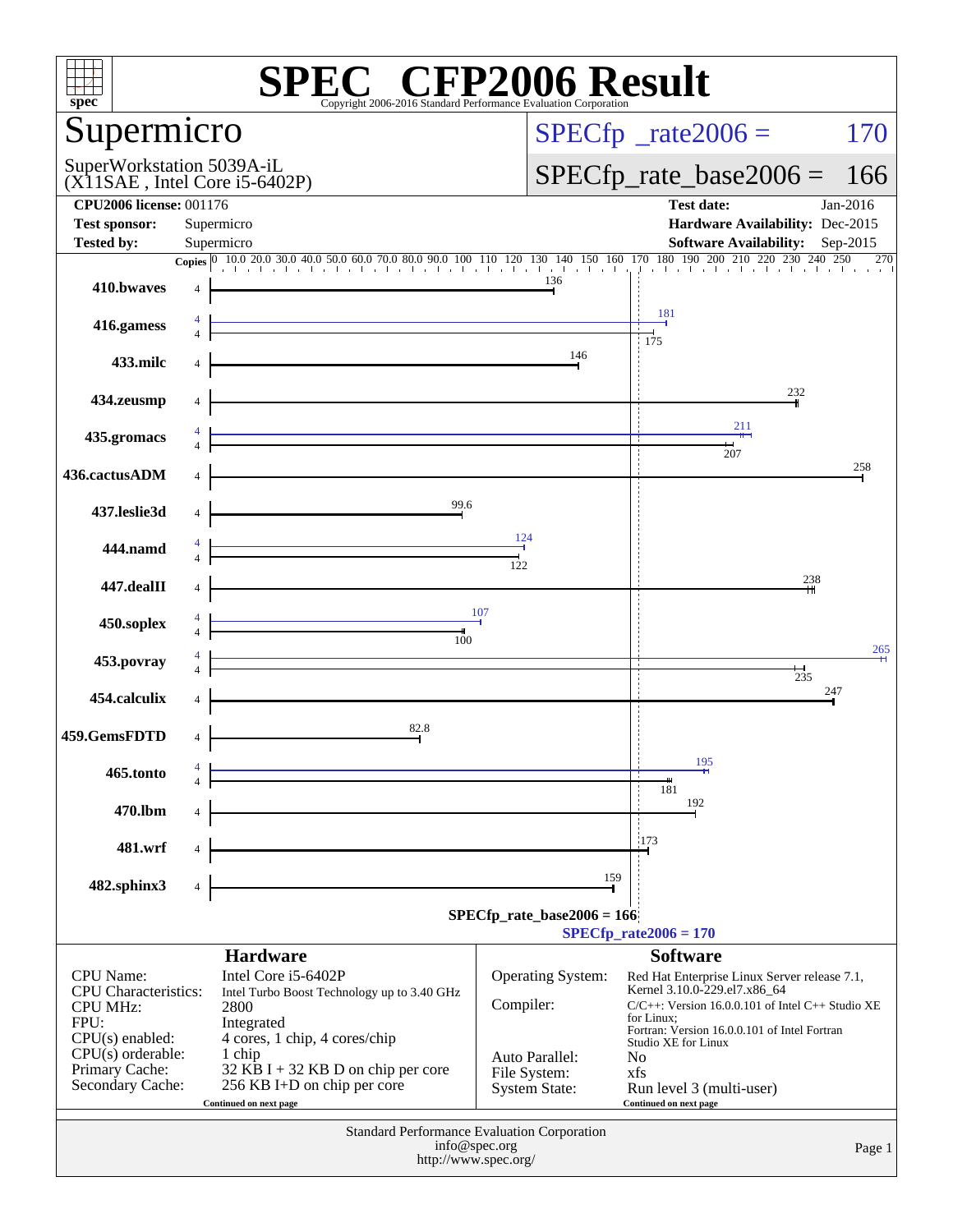# SPEC CFP2006 Result

Copyright 2006-2016 Standard Performance Evaluation Corporation

## Supermicro

SuperWorkstation 5039A-iL
(X11SAE , Intel Core i5-6402P)

SPECfp_rate2006 = 170

SPECfp_rate_base2006 = 166

| | | | |
|---|---|---|---|
| **CPU2006 license:** 001176 | | **Test date:** | Jan-2016 |
| **Test sponsor:** | Supermicro | **Hardware Availability:** | Dec-2015 |
| **Tested by:** | Supermicro | **Software Availability:** | Sep-2015 |

| Benchmark | Copies (peak) | Copies (base) | Peak | Base |
|---|---|---|---|---|
| 410.bwaves | | 4 | | 136 |
| 416.gamess | 4 | 4 | 181 | 175 |
| 433.milc | | 4 | | 146 |
| 434.zeusmp | | 4 | | 232 |
| 435.gromacs | 4 | 4 | 211 | 207 |
| 436.cactusADM | | 4 | | 258 |
| 437.leslie3d | | 4 | | 99.6 |
| 444.namd | 4 | 4 | 124 | 122 |
| 447.dealII | | 4 | | 238 |
| 450.soplex | 4 | 4 | 107 | 100 |
| 453.povray | 4 | 4 | 265 | 235 |
| 454.calculix | | 4 | | 247 |
| 459.GemsFDTD | | 4 | | 82.8 |
| 465.tonto | 4 | 4 | 195 | 181 |
| 470.lbm | | 4 | | 192 |
| 481.wrf | | 4 | | 173 |
| 482.sphinx3 | | 4 | | 159 |

SPECfp_rate_base2006 = 166

SPECfp_rate2006 = 170

### Hardware

| | |
|---|---|
| CPU Name: | Intel Core i5-6402P |
| CPU Characteristics: | Intel Turbo Boost Technology up to 3.40 GHz |
| CPU MHz: | 2800 |
| FPU: | Integrated |
| CPU(s) enabled: | 4 cores, 1 chip, 4 cores/chip |
| CPU(s) orderable: | 1 chip |
| Primary Cache: | 32 KB I + 32 KB D on chip per core |
| Secondary Cache: | 256 KB I+D on chip per core |

Continued on next page

### Software

| | |
|---|---|
| Operating System: | Red Hat Enterprise Linux Server release 7.1, Kernel 3.10.0-229.el7.x86_64 |
| Compiler: | C/C++: Version 16.0.0.101 of Intel C++ Studio XE for Linux; Fortran: Version 16.0.0.101 of Intel Fortran Studio XE for Linux |
| Auto Parallel: | No |
| File System: | xfs |
| System State: | Run level 3 (multi-user) |

Continued on next page

Standard Performance Evaluation Corporation
info@spec.org
http://www.spec.org/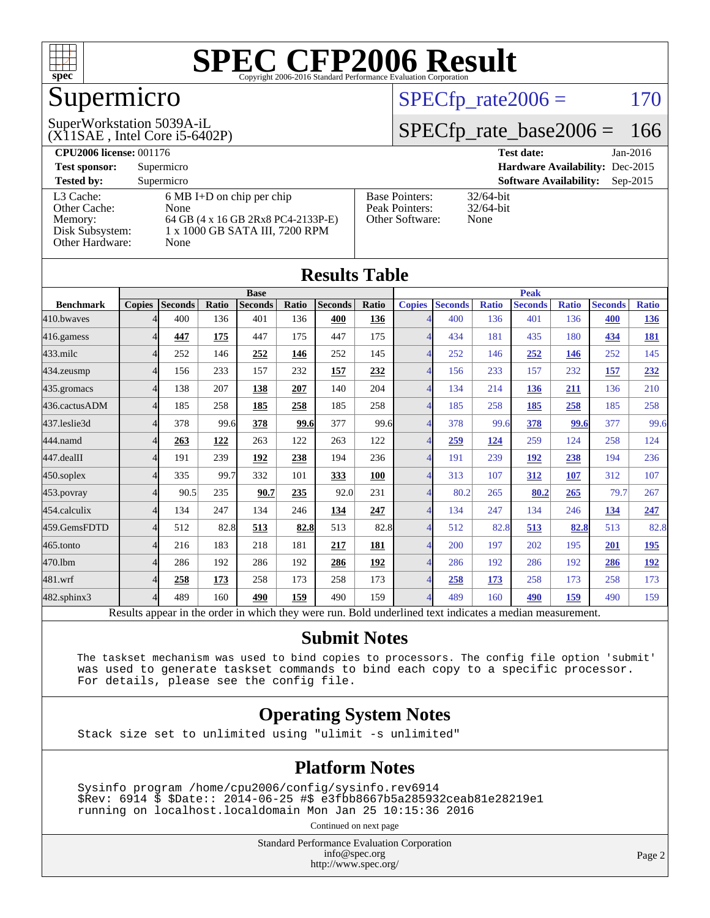# SPEC CFP2006 Result

Copyright 2006-2016 Standard Performance Evaluation Corporation

## Supermicro

SuperWorkstation 5039A-iL
(X11SAE , Intel Core i5-6402P)

SPECfp_rate2006 = 170

SPECfp_rate_base2006 = 166

| | | | |
|---|---|---|---|
| **CPU2006 license:** 001176 | | **Test date:** | Jan-2016 |
| **Test sponsor:** | Supermicro | **Hardware Availability:** | Dec-2015 |
| **Tested by:** | Supermicro | **Software Availability:** | Sep-2015 |

| | |
|---|---|
| L3 Cache: | 6 MB I+D on chip per chip |
| Other Cache: | None |
| Memory: | 64 GB (4 x 16 GB 2Rx8 PC4-2133P-E) |
| Disk Subsystem: | 1 x 1000 GB SATA III, 7200 RPM |
| Other Hardware: | None |

| | |
|---|---|
| Base Pointers: | 32/64-bit |
| Peak Pointers: | 32/64-bit |
| Other Software: | None |

## Results Table

| | Base | | | | | | | Peak | | | | | | |
|---|---|---|---|---|---|---|---|---|---|---|---|---|---|---|
| **Benchmark** | **Copies** | **Seconds** | **Ratio** | **Seconds** | **Ratio** | **Seconds** | **Ratio** | **Copies** | **Seconds** | **Ratio** | **Seconds** | **Ratio** | **Seconds** | **Ratio** |
| 410.bwaves | 4 | 400 | 136 | 401 | 136 | **400** | **136** | 4 | 400 | 136 | 401 | 136 | **400** | **136** |
| 416.gamess | 4 | **447** | **175** | 447 | 175 | 447 | 175 | 4 | 434 | 181 | 435 | 180 | **434** | **181** |
| 433.milc | 4 | 252 | 146 | **252** | **146** | 252 | 145 | 4 | 252 | 146 | **252** | **146** | 252 | 145 |
| 434.zeusmp | 4 | 156 | 233 | 157 | 232 | **157** | **232** | 4 | 156 | 233 | 157 | 232 | **157** | **232** |
| 435.gromacs | 4 | 138 | 207 | **138** | **207** | 140 | 204 | 4 | 134 | 214 | **136** | **211** | 136 | 210 |
| 436.cactusADM | 4 | 185 | 258 | **185** | **258** | 185 | 258 | 4 | 185 | 258 | **185** | **258** | 185 | 258 |
| 437.leslie3d | 4 | 378 | 99.6 | **378** | **99.6** | 377 | 99.6 | 4 | 378 | 99.6 | **378** | **99.6** | 377 | 99.6 |
| 444.namd | 4 | **263** | **122** | 263 | 122 | 263 | 122 | 4 | **259** | **124** | 259 | 124 | 258 | 124 |
| 447.dealII | 4 | 191 | 239 | **192** | **238** | 194 | 236 | 4 | 191 | 239 | **192** | **238** | 194 | 236 |
| 450.soplex | 4 | 335 | 99.7 | 332 | 101 | **333** | **100** | 4 | 313 | 107 | **312** | **107** | 312 | 107 |
| 453.povray | 4 | 90.5 | 235 | **90.7** | **235** | 92.0 | 231 | 4 | 80.2 | 265 | **80.2** | **265** | 79.7 | 267 |
| 454.calculix | 4 | 134 | 247 | 134 | 246 | **134** | **247** | 4 | 134 | 247 | 134 | 246 | **134** | **247** |
| 459.GemsFDTD | 4 | 512 | 82.8 | **513** | **82.8** | 513 | 82.8 | 4 | 512 | 82.8 | **513** | **82.8** | 513 | 82.8 |
| 465.tonto | 4 | 216 | 183 | 218 | 181 | **217** | **181** | 4 | 200 | 197 | 202 | 195 | **201** | **195** |
| 470.lbm | 4 | 286 | 192 | 286 | 192 | **286** | **192** | 4 | 286 | 192 | 286 | 192 | **286** | **192** |
| 481.wrf | 4 | **258** | **173** | 258 | 173 | 258 | 173 | 4 | **258** | **173** | 258 | 173 | 258 | 173 |
| 482.sphinx3 | 4 | 489 | 160 | **490** | **159** | 490 | 159 | 4 | 489 | 160 | **490** | **159** | 490 | 159 |

Results appear in the order in which they were run. Bold underlined text indicates a median measurement.

## Submit Notes

```
The taskset mechanism was used to bind copies to processors. The config file option 'submit'
was used to generate taskset commands to bind each copy to a specific processor.
For details, please see the config file.
```

## Operating System Notes

```
Stack size set to unlimited using "ulimit -s unlimited"
```

## Platform Notes

```
Sysinfo program /home/cpu2006/config/sysinfo.rev6914
$Rev: 6914 $ $Date:: 2014-06-25 #$ e3fbb8667b5a285932ceab81e28219e1
running on localhost.localdomain Mon Jan 25 10:15:36 2016
```

Continued on next page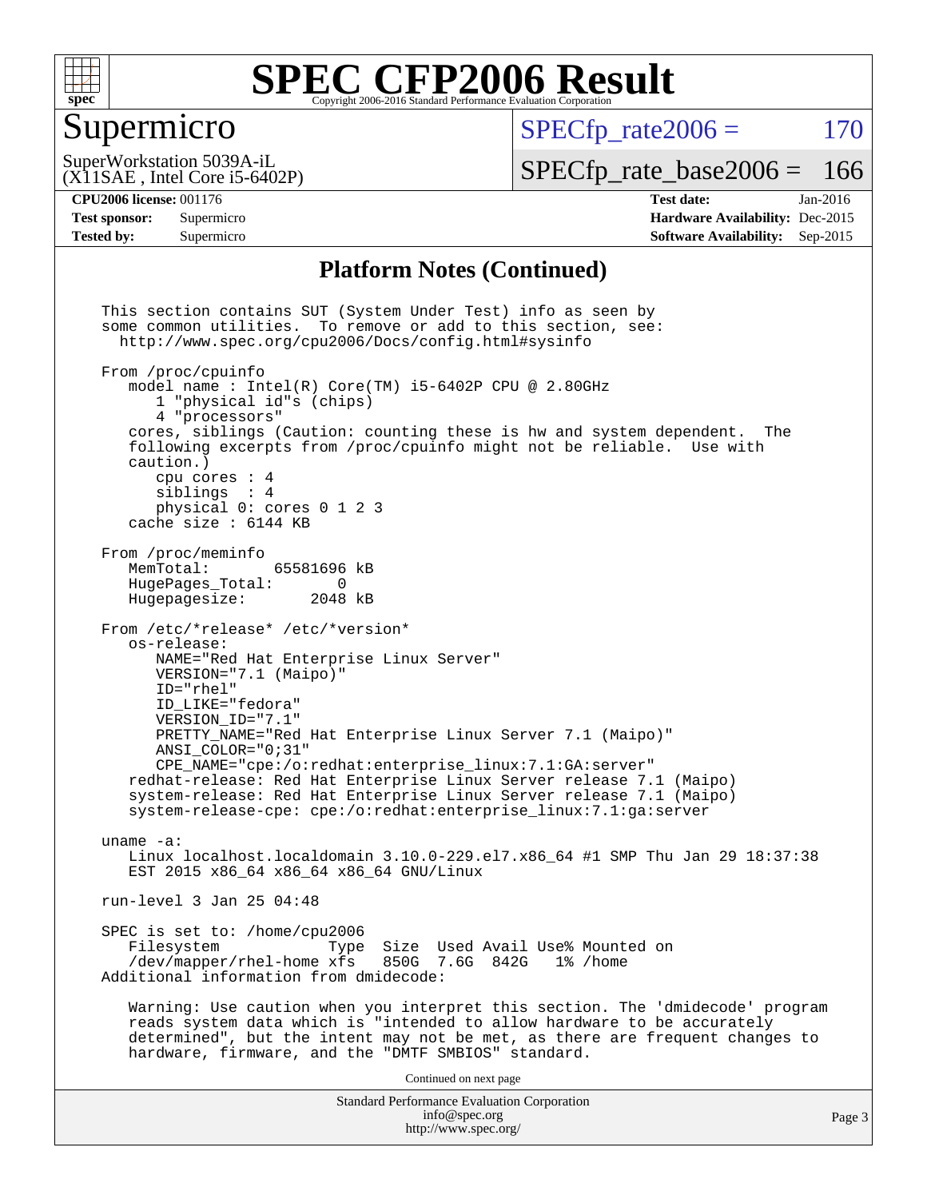# SPEC CFP2006 Result

## Supermicro

SuperWorkstation 5039A-iL
(X11SAE , Intel Core i5-6402P)

SPECfp_rate2006 = 170

SPECfp_rate_base2006 = 166

| | | | |
|---|---|---|---|
| **CPU2006 license:** 001176 | | **Test date:** | Jan-2016 |
| **Test sponsor:** | Supermicro | **Hardware Availability:** | Dec-2015 |
| **Tested by:** | Supermicro | **Software Availability:** | Sep-2015 |

### Platform Notes (Continued)

```
This section contains SUT (System Under Test) info as seen by
some common utilities.  To remove or add to this section, see:
  http://www.spec.org/cpu2006/Docs/config.html#sysinfo

From /proc/cpuinfo
   model name : Intel(R) Core(TM) i5-6402P CPU @ 2.80GHz
      1 "physical id"s (chips)
      4 "processors"
   cores, siblings (Caution: counting these is hw and system dependent.  The
   following excerpts from /proc/cpuinfo might not be reliable.  Use with
   caution.)
      cpu cores : 4
      siblings  : 4
      physical 0: cores 0 1 2 3
   cache size : 6144 KB

From /proc/meminfo
   MemTotal:       65581696 kB
   HugePages_Total:       0
   Hugepagesize:       2048 kB

From /etc/*release* /etc/*version*
   os-release:
      NAME="Red Hat Enterprise Linux Server"
      VERSION="7.1 (Maipo)"
      ID="rhel"
      ID_LIKE="fedora"
      VERSION_ID="7.1"
      PRETTY_NAME="Red Hat Enterprise Linux Server 7.1 (Maipo)"
      ANSI_COLOR="0;31"
      CPE_NAME="cpe:/o:redhat:enterprise_linux:7.1:GA:server"
   redhat-release: Red Hat Enterprise Linux Server release 7.1 (Maipo)
   system-release: Red Hat Enterprise Linux Server release 7.1 (Maipo)
   system-release-cpe: cpe:/o:redhat:enterprise_linux:7.1:ga:server

uname -a:
   Linux localhost.localdomain 3.10.0-229.el7.x86_64 #1 SMP Thu Jan 29 18:37:38
   EST 2015 x86_64 x86_64 x86_64 GNU/Linux

run-level 3 Jan 25 04:48

SPEC is set to: /home/cpu2006
   Filesystem            Type  Size  Used Avail Use% Mounted on
   /dev/mapper/rhel-home xfs   850G  7.6G  842G   1% /home
Additional information from dmidecode:

   Warning: Use caution when you interpret this section. The 'dmidecode' program
   reads system data which is "intended to allow hardware to be accurately
   determined", but the intent may not be met, as there are frequent changes to
   hardware, firmware, and the "DMTF SMBIOS" standard.
```

Continued on next page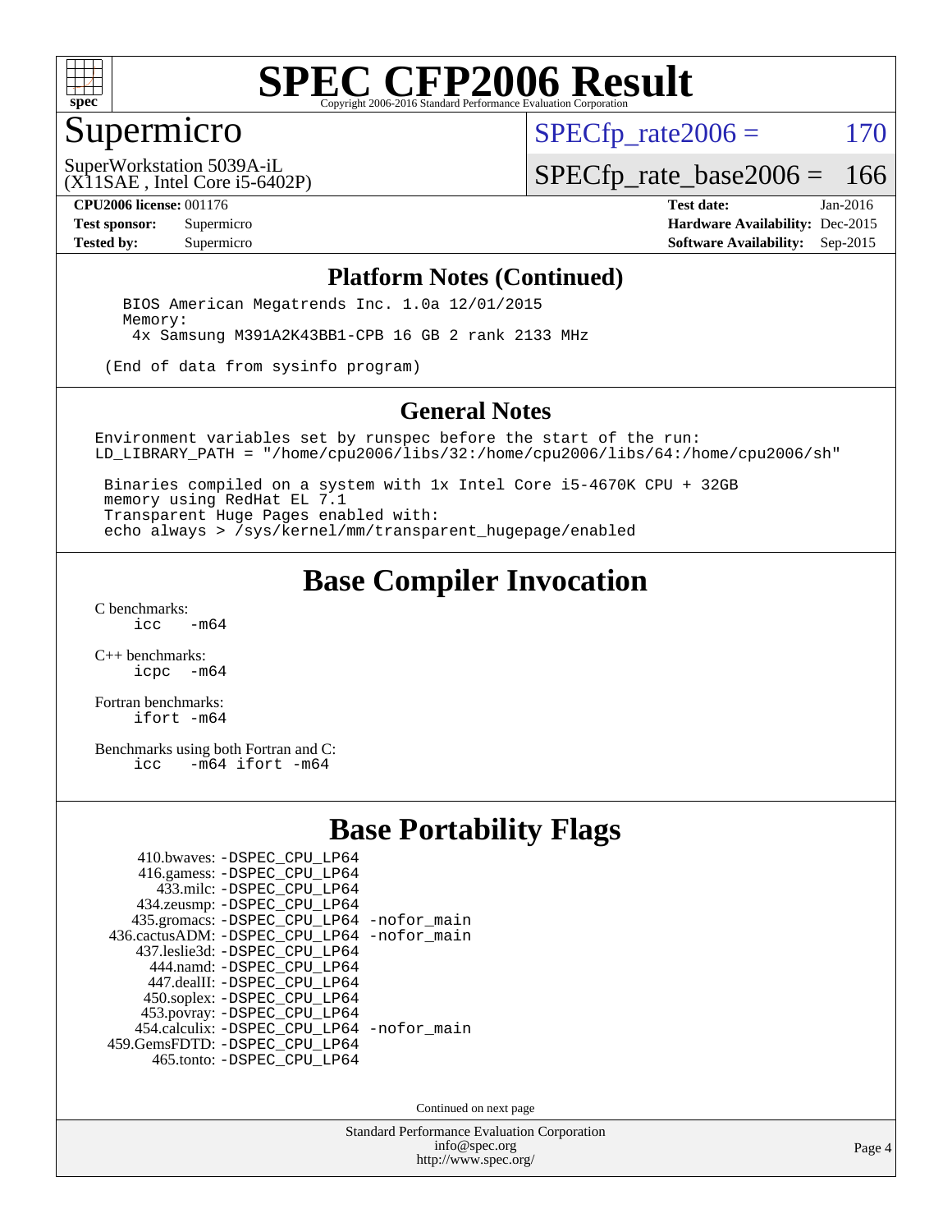# SPEC CFP2006 Result

Copyright 2006-2016 Standard Performance Evaluation Corporation

## Supermicro

SuperWorkstation 5039A-iL
(X11SAE , Intel Core i5-6402P)

SPECfp_rate2006 = 170

SPECfp_rate_base2006 = 166

**CPU2006 license:** 001176
**Test sponsor:** Supermicro
**Tested by:** Supermicro

**Test date:** Jan-2016
**Hardware Availability:** Dec-2015
**Software Availability:** Sep-2015

### Platform Notes (Continued)

```
    BIOS American Megatrends Inc. 1.0a 12/01/2015
    Memory:
     4x Samsung M391A2K43BB1-CPB 16 GB 2 rank 2133 MHz

  (End of data from sysinfo program)
```

### General Notes

```
Environment variables set by runspec before the start of the run:
LD_LIBRARY_PATH = "/home/cpu2006/libs/32:/home/cpu2006/libs/64:/home/cpu2006/sh"

 Binaries compiled on a system with 1x Intel Core i5-4670K CPU + 32GB
 memory using RedHat EL 7.1
 Transparent Huge Pages enabled with:
 echo always > /sys/kernel/mm/transparent_hugepage/enabled
```

## Base Compiler Invocation

C benchmarks:
```
icc   -m64
```

C++ benchmarks:
```
icpc  -m64
```

Fortran benchmarks:
```
ifort -m64
```

Benchmarks using both Fortran and C:
```
icc   -m64 ifort -m64
```

## Base Portability Flags

```
    410.bwaves: -DSPEC_CPU_LP64
    416.gamess: -DSPEC_CPU_LP64
      433.milc: -DSPEC_CPU_LP64
    434.zeusmp: -DSPEC_CPU_LP64
   435.gromacs: -DSPEC_CPU_LP64 -nofor_main
 436.cactusADM: -DSPEC_CPU_LP64 -nofor_main
   437.leslie3d: -DSPEC_CPU_LP64
      444.namd: -DSPEC_CPU_LP64
    447.dealII: -DSPEC_CPU_LP64
    450.soplex: -DSPEC_CPU_LP64
    453.povray: -DSPEC_CPU_LP64
   454.calculix: -DSPEC_CPU_LP64 -nofor_main
  459.GemsFDTD: -DSPEC_CPU_LP64
     465.tonto: -DSPEC_CPU_LP64
```

Continued on next page

Standard Performance Evaluation Corporation
info@spec.org
http://www.spec.org/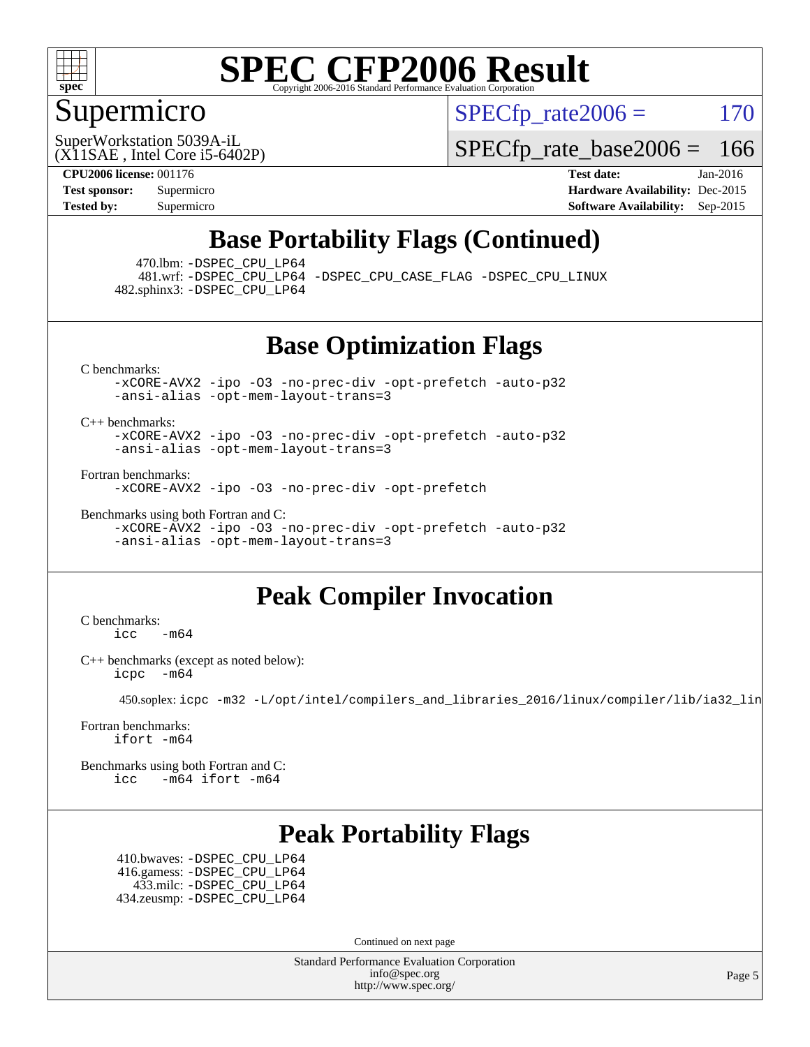# SPEC CFP2006 Result

Copyright 2006-2016 Standard Performance Evaluation Corporation

## Supermicro

SuperWorkstation 5039A-iL
(X11SAE , Intel Core i5-6402P)

SPECfp_rate2006 = 170

SPECfp_rate_base2006 = 166

**CPU2006 license:** 001176
**Test sponsor:** Supermicro
**Tested by:** Supermicro

**Test date:** Jan-2016
**Hardware Availability:** Dec-2015
**Software Availability:** Sep-2015

## Base Portability Flags (Continued)

470.lbm: -DSPEC_CPU_LP64
481.wrf: -DSPEC_CPU_LP64 -DSPEC_CPU_CASE_FLAG -DSPEC_CPU_LINUX
482.sphinx3: -DSPEC_CPU_LP64

## Base Optimization Flags

C benchmarks:
-xCORE-AVX2 -ipo -O3 -no-prec-div -opt-prefetch -auto-p32
-ansi-alias -opt-mem-layout-trans=3

C++ benchmarks:
-xCORE-AVX2 -ipo -O3 -no-prec-div -opt-prefetch -auto-p32
-ansi-alias -opt-mem-layout-trans=3

Fortran benchmarks:
-xCORE-AVX2 -ipo -O3 -no-prec-div -opt-prefetch

Benchmarks using both Fortran and C:
-xCORE-AVX2 -ipo -O3 -no-prec-div -opt-prefetch -auto-p32
-ansi-alias -opt-mem-layout-trans=3

## Peak Compiler Invocation

C benchmarks:
icc -m64

C++ benchmarks (except as noted below):
icpc -m64

450.soplex: icpc -m32 -L/opt/intel/compilers_and_libraries_2016/linux/compiler/lib/ia32_lin

Fortran benchmarks:
ifort -m64

Benchmarks using both Fortran and C:
icc -m64 ifort -m64

## Peak Portability Flags

410.bwaves: -DSPEC_CPU_LP64
416.gamess: -DSPEC_CPU_LP64
433.milc: -DSPEC_CPU_LP64
434.zeusmp: -DSPEC_CPU_LP64

Continued on next page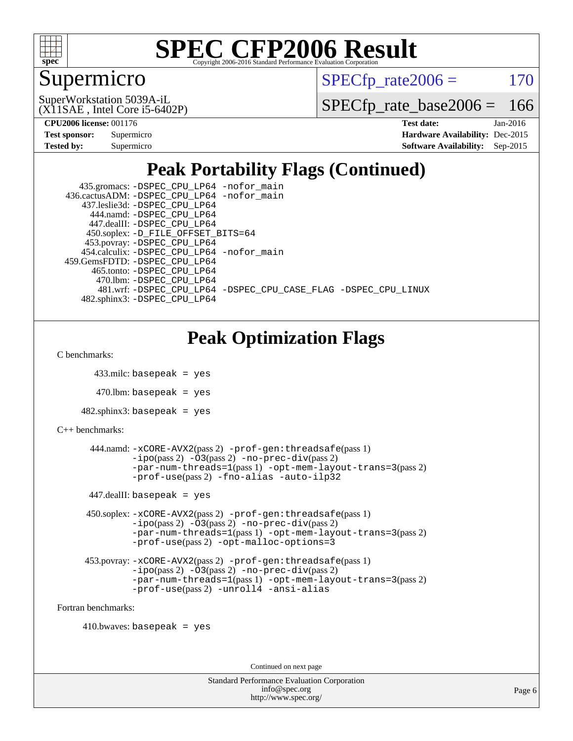# SPEC CFP2006 Result

Copyright 2006-2016 Standard Performance Evaluation Corporation

## Supermicro

SuperWorkstation 5039A-iL
(X11SAE , Intel Core i5-6402P)

SPECfp_rate2006 = 170

SPECfp_rate_base2006 = 166

**CPU2006 license:** 001176
**Test sponsor:** Supermicro
**Tested by:** Supermicro

**Test date:** Jan-2016
**Hardware Availability:** Dec-2015
**Software Availability:** Sep-2015

## Peak Portability Flags (Continued)

```
    435.gromacs: -DSPEC_CPU_LP64 -nofor_main
 436.cactusADM: -DSPEC_CPU_LP64 -nofor_main
   437.leslie3d: -DSPEC_CPU_LP64
      444.namd: -DSPEC_CPU_LP64
     447.dealII: -DSPEC_CPU_LP64
    450.soplex: -D_FILE_OFFSET_BITS=64
    453.povray: -DSPEC_CPU_LP64
   454.calculix: -DSPEC_CPU_LP64 -nofor_main
 459.GemsFDTD: -DSPEC_CPU_LP64
      465.tonto: -DSPEC_CPU_LP64
       470.lbm: -DSPEC_CPU_LP64
       481.wrf: -DSPEC_CPU_LP64 -DSPEC_CPU_CASE_FLAG -DSPEC_CPU_LINUX
   482.sphinx3: -DSPEC_CPU_LP64
```

## Peak Optimization Flags

C benchmarks:

433.milc: basepeak = yes

470.lbm: basepeak = yes

482.sphinx3: basepeak = yes

C++ benchmarks:

444.namd: -xCORE-AVX2(pass 2) -prof-gen:threadsafe(pass 1) -ipo(pass 2) -O3(pass 2) -no-prec-div(pass 2) -par-num-threads=1(pass 1) -opt-mem-layout-trans=3(pass 2) -prof-use(pass 2) -fno-alias -auto-ilp32

447.dealII: basepeak = yes

450.soplex: -xCORE-AVX2(pass 2) -prof-gen:threadsafe(pass 1) -ipo(pass 2) -O3(pass 2) -no-prec-div(pass 2) -par-num-threads=1(pass 1) -opt-mem-layout-trans=3(pass 2) -prof-use(pass 2) -opt-malloc-options=3

453.povray: -xCORE-AVX2(pass 2) -prof-gen:threadsafe(pass 1) -ipo(pass 2) -O3(pass 2) -no-prec-div(pass 2) -par-num-threads=1(pass 1) -opt-mem-layout-trans=3(pass 2) -prof-use(pass 2) -unroll4 -ansi-alias

Fortran benchmarks:

410.bwaves: basepeak = yes

Continued on next page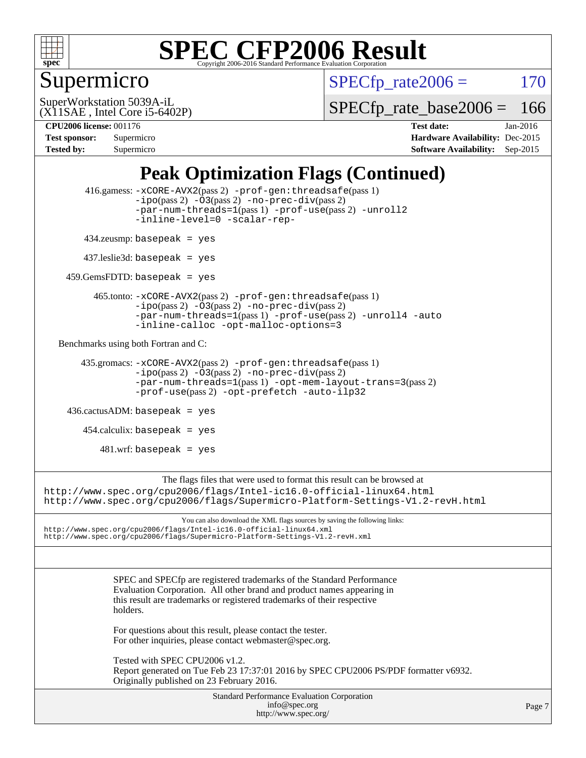# Peak Optimization Flags (Continued)

416.gamess: -xCORE-AVX2(pass 2) -prof-gen:threadsafe(pass 1) -ipo(pass 2) -O3(pass 2) -no-prec-div(pass 2) -par-num-threads=1(pass 1) -prof-use(pass 2) -unroll2 -inline-level=0 -scalar-rep-

434.zeusmp: basepeak = yes

437.leslie3d: basepeak = yes

459.GemsFDTD: basepeak = yes

465.tonto: -xCORE-AVX2(pass 2) -prof-gen:threadsafe(pass 1) -ipo(pass 2) -O3(pass 2) -no-prec-div(pass 2) -par-num-threads=1(pass 1) -prof-use(pass 2) -unroll4 -auto -inline-calloc -opt-malloc-options=3

Benchmarks using both Fortran and C:

435.gromacs: -xCORE-AVX2(pass 2) -prof-gen:threadsafe(pass 1) -ipo(pass 2) -O3(pass 2) -no-prec-div(pass 2) -par-num-threads=1(pass 1) -opt-mem-layout-trans=3(pass 2) -prof-use(pass 2) -opt-prefetch -auto-ilp32

436.cactusADM: basepeak = yes

454.calculix: basepeak = yes

481.wrf: basepeak = yes

The flags files that were used to format this result can be browsed at
http://www.spec.org/cpu2006/flags/Intel-ic16.0-official-linux64.html
http://www.spec.org/cpu2006/flags/Supermicro-Platform-Settings-V1.2-revH.html

You can also download the XML flags sources by saving the following links:
http://www.spec.org/cpu2006/flags/Intel-ic16.0-official-linux64.xml
http://www.spec.org/cpu2006/flags/Supermicro-Platform-Settings-V1.2-revH.xml

SPEC and SPECfp are registered trademarks of the Standard Performance Evaluation Corporation. All other brand and product names appearing in this result are trademarks or registered trademarks of their respective holders.

For questions about this result, please contact the tester.
For other inquiries, please contact webmaster@spec.org.

Tested with SPEC CPU2006 v1.2.
Report generated on Tue Feb 23 17:37:01 2016 by SPEC CPU2006 PS/PDF formatter v6932.
Originally published on 23 February 2016.